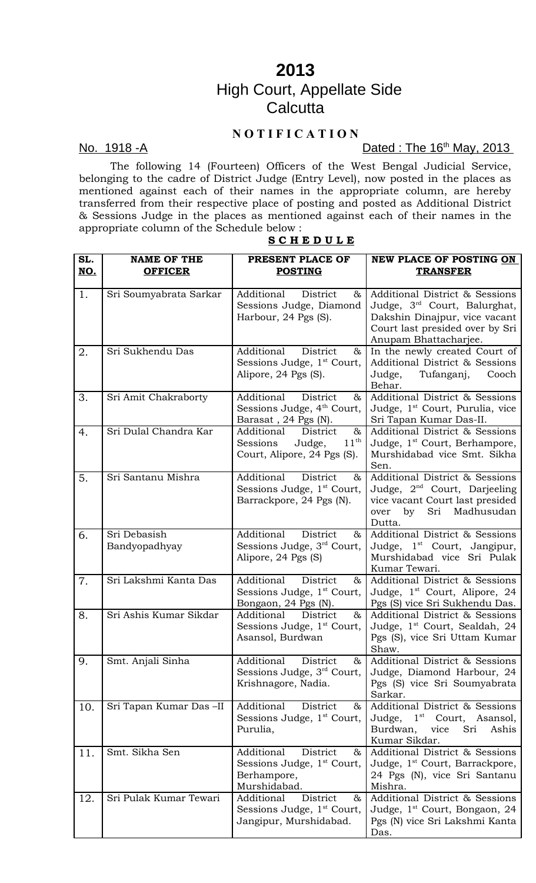# 2013

## High Court, Appellate Side
## Calcutta

**N O T I F I C A T I O N**

No. 1918 -A Dated : The 16th May, 2013

The following 14 (Fourteen) Officers of the West Bengal Judicial Service, belonging to the cadre of District Judge (Entry Level), now posted in the places as mentioned against each of their names in the appropriate column, are hereby transferred from their respective place of posting and posted as Additional District & Sessions Judge in the places as mentioned against each of their names in the appropriate column of the Schedule below :

**S C H E D U L E**

| SL. NO. | NAME OF THE OFFICER | PRESENT PLACE OF POSTING | NEW PLACE OF POSTING ON TRANSFER |
|---|---|---|---|
| 1. | Sri Soumyabrata Sarkar | Additional District & Sessions Judge, Diamond Harbour, 24 Pgs (S). | Additional District & Sessions Judge, 3rd Court, Balurghat, Dakshin Dinajpur, vice vacant Court last presided over by Sri Anupam Bhattacharjee. |
| 2. | Sri Sukhendu Das | Additional District & Sessions Judge, 1st Court, Alipore, 24 Pgs (S). | In the newly created Court of Additional District & Sessions Judge, Tufanganj, Cooch Behar. |
| 3. | Sri Amit Chakraborty | Additional District & Sessions Judge, 4th Court, Barasat , 24 Pgs (N). | Additional District & Sessions Judge, 1st Court, Purulia, vice Sri Tapan Kumar Das-II. |
| 4. | Sri Dulal Chandra Kar | Additional District & Sessions Judge, 11th Court, Alipore, 24 Pgs (S). | Additional District & Sessions Judge, 1st Court, Berhampore, Murshidabad vice Smt. Sikha Sen. |
| 5. | Sri Santanu Mishra | Additional District & Sessions Judge, 1st Court, Barrackpore, 24 Pgs (N). | Additional District & Sessions Judge, 2nd Court, Darjeeling vice vacant Court last presided over by Sri Madhusudan Dutta. |
| 6. | Sri Debasish Bandyopadhyay | Additional District & Sessions Judge, 3rd Court, Alipore, 24 Pgs (S) | Additional District & Sessions Judge, 1st Court, Jangipur, Murshidabad vice Sri Pulak Kumar Tewari. |
| 7. | Sri Lakshmi Kanta Das | Additional District & Sessions Judge, 1st Court, Bongaon, 24 Pgs (N). | Additional District & Sessions Judge, 1st Court, Alipore, 24 Pgs (S) vice Sri Sukhendu Das. |
| 8. | Sri Ashis Kumar Sikdar | Additional District & Sessions Judge, 1st Court, Asansol, Burdwan | Additional District & Sessions Judge, 1st Court, Sealdah, 24 Pgs (S), vice Sri Uttam Kumar Shaw. |
| 9. | Smt. Anjali Sinha | Additional District & Sessions Judge, 3rd Court, Krishnagore, Nadia. | Additional District & Sessions Judge, Diamond Harbour, 24 Pgs (S) vice Sri Soumyabrata Sarkar. |
| 10. | Sri Tapan Kumar Das –II | Additional District & Sessions Judge, 1st Court, Purulia, | Additional District & Sessions Judge, 1st Court, Asansol, Burdwan, vice Sri Ashis Kumar Sikdar. |
| 11. | Smt. Sikha Sen | Additional District & Sessions Judge, 1st Court, Berhampore, Murshidabad. | Additional District & Sessions Judge, 1st Court, Barrackpore, 24 Pgs (N), vice Sri Santanu Mishra. |
| 12. | Sri Pulak Kumar Tewari | Additional District & Sessions Judge, 1st Court, Jangipur, Murshidabad. | Additional District & Sessions Judge, 1st Court, Bongaon, 24 Pgs (N) vice Sri Lakshmi Kanta Das. |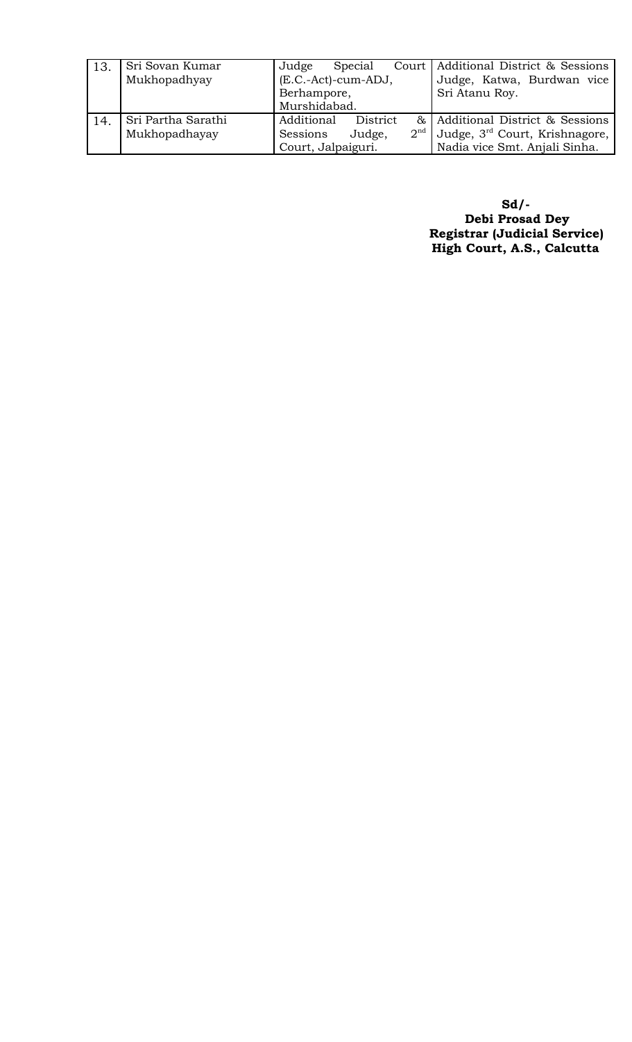| | | | |
|---|---|---|---|
| 13. | Sri Sovan Kumar Mukhopadhyay | Judge Special Court (E.C.-Act)-cum-ADJ, Berhampore, Murshidabad. | Additional District & Sessions Judge, Katwa, Burdwan vice Sri Atanu Roy. |
| 14. | Sri Partha Sarathi Mukhopadhayay | Additional District & Sessions Judge, 2nd Court, Jalpaiguri. | Additional District & Sessions Judge, 3rd Court, Krishnagore, Nadia vice Smt. Anjali Sinha. |

**Sd/-**
**Debi Prosad Dey**
**Registrar (Judicial Service)**
**High Court, A.S., Calcutta**